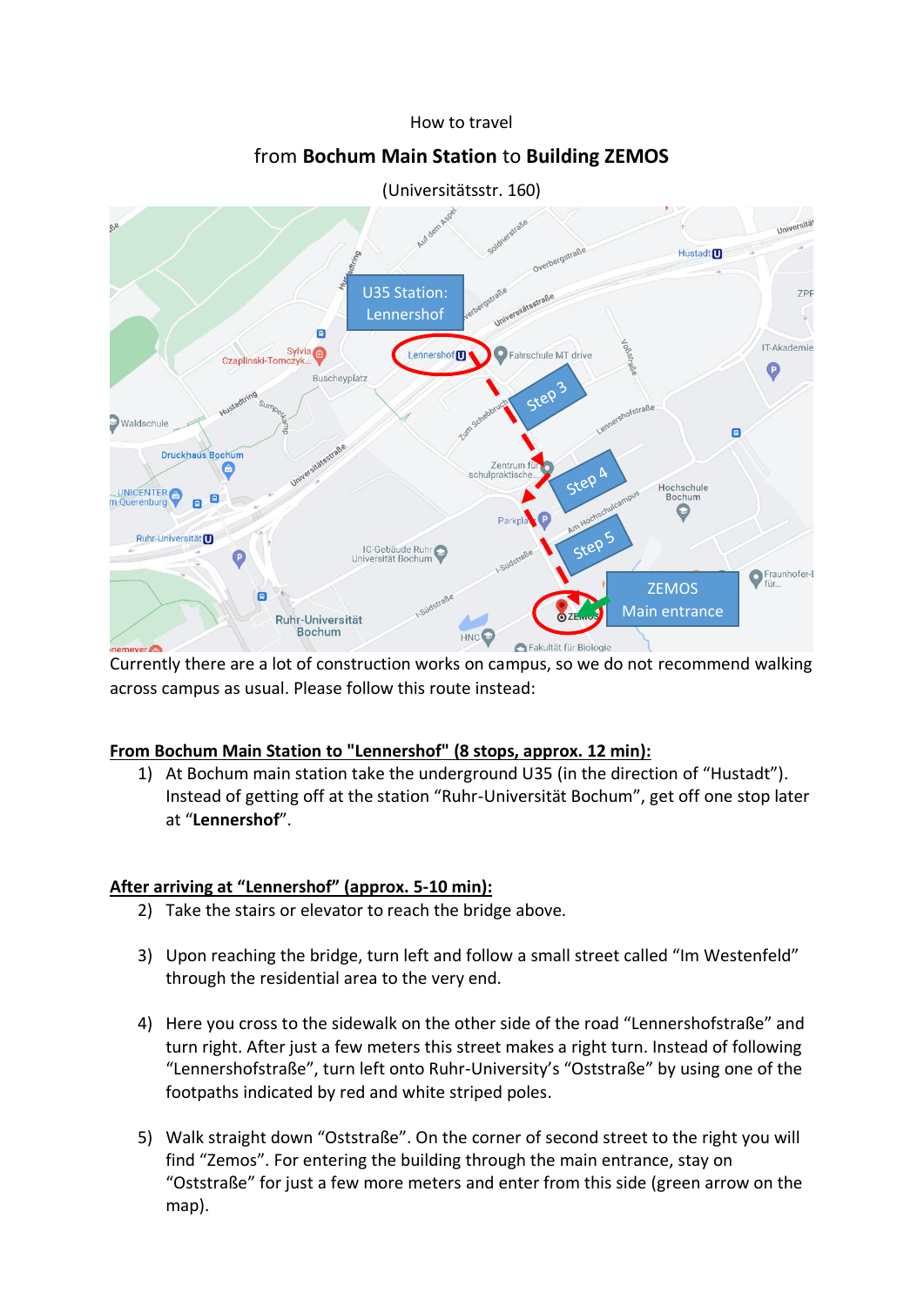How to travel

from **Bochum Main Station** to **Building ZEMOS**

(Universitätsstr. 160)

Currently there are a lot of construction works on campus, so we do not recommend walking across campus as usual. Please follow this route instead:

**From Bochum Main Station to "Lennershof" (8 stops, approx. 12 min):**

1) At Bochum main station take the underground U35 (in the direction of "Hustadt"). Instead of getting off at the station "Ruhr-Universität Bochum", get off one stop later at "**Lennershof**".

**After arriving at "Lennershof" (approx. 5-10 min):**

2) Take the stairs or elevator to reach the bridge above.

3) Upon reaching the bridge, turn left and follow a small street called "Im Westenfeld" through the residential area to the very end.

4) Here you cross to the sidewalk on the other side of the road "Lennershofstraße" and turn right. After just a few meters this street makes a right turn. Instead of following "Lennershofstraße", turn left onto Ruhr-University's "Oststraße" by using one of the footpaths indicated by red and white striped poles.

5) Walk straight down "Oststraße". On the corner of second street to the right you will find "Zemos". For entering the building through the main entrance, stay on "Oststraße" for just a few more meters and enter from this side (green arrow on the map).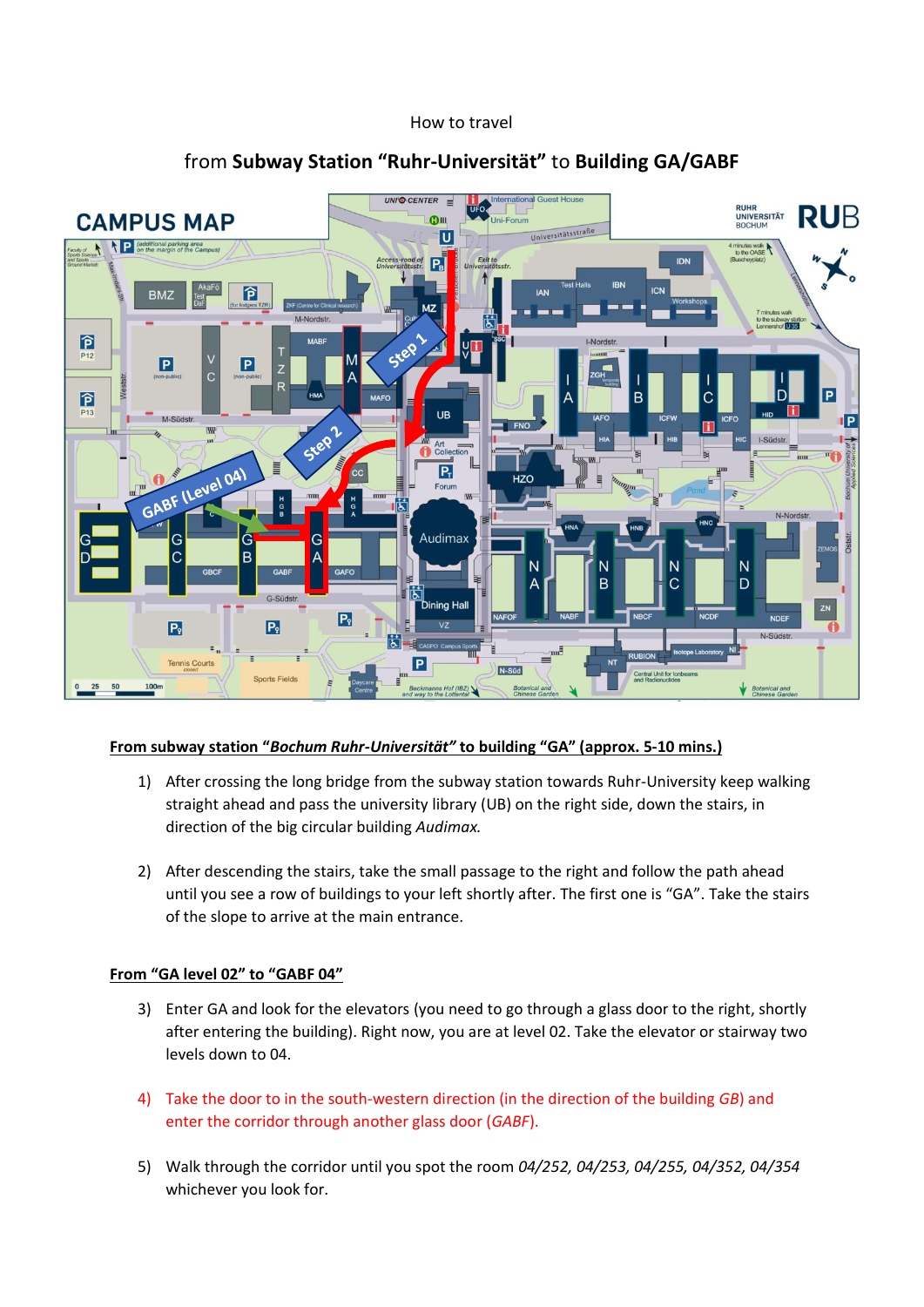How to travel

from **Subway Station "Ruhr-Universität"** to **Building GA/GABF**

**From subway station "*Bochum Ruhr-Universität*" to building "GA" (approx. 5-10 mins.)**

1) After crossing the long bridge from the subway station towards Ruhr-University keep walking straight ahead and pass the university library (UB) on the right side, down the stairs, in direction of the big circular building *Audimax.*

2) After descending the stairs, take the small passage to the right and follow the path ahead until you see a row of buildings to your left shortly after. The first one is "GA". Take the stairs of the slope to arrive at the main entrance.

**From "GA level 02" to "GABF 04"**

3) Enter GA and look for the elevators (you need to go through a glass door to the right, shortly after entering the building). Right now, you are at level 02. Take the elevator or stairway two levels down to 04.

4) Take the door to in the south-western direction (in the direction of the building *GB*) and enter the corridor through another glass door (*GABF*).

5) Walk through the corridor until you spot the room *04/252, 04/253, 04/255, 04/352, 04/354* whichever you look for.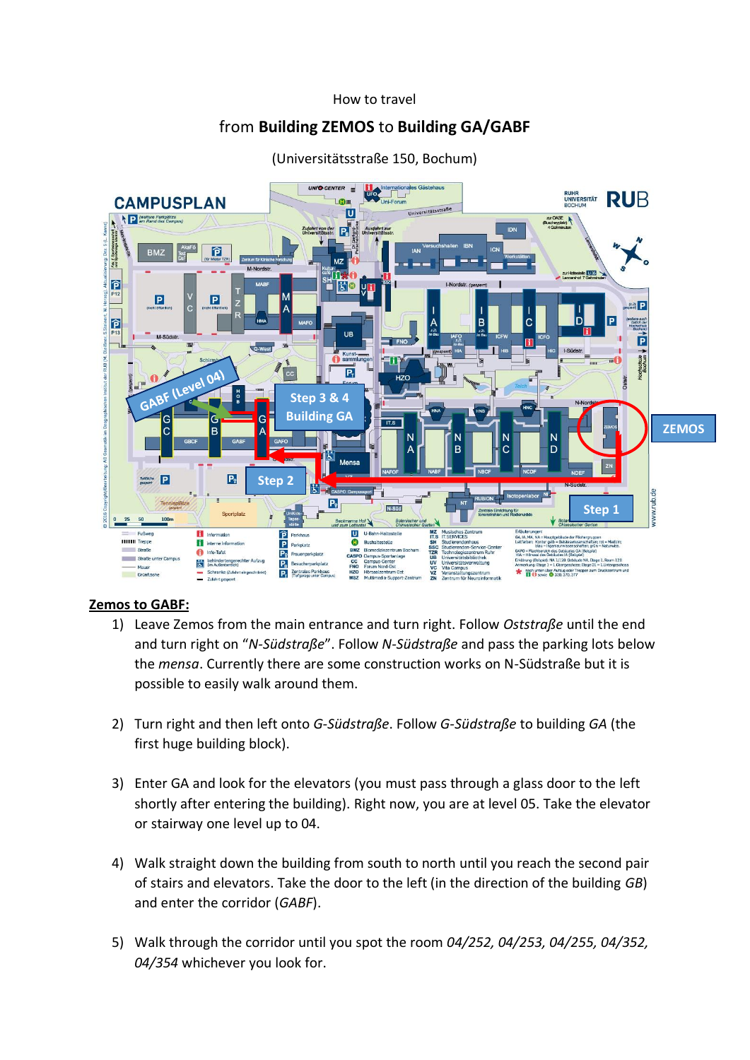How to travel

from **Building ZEMOS** to **Building GA/GABF**

(Universitätsstraße 150, Bochum)

**Zemos to GABF:**

1) Leave Zemos from the main entrance and turn right. Follow *Oststraße* until the end and turn right on "*N-Südstraße*". Follow *N-Südstraße* and pass the parking lots below the *mensa*. Currently there are some construction works on N-Südstraße but it is possible to easily walk around them.

2) Turn right and then left onto *G-Südstraße*. Follow *G-Südstraße* to building *GA* (the first huge building block).

3) Enter GA and look for the elevators (you must pass through a glass door to the left shortly after entering the building). Right now, you are at level 05. Take the elevator or stairway one level up to 04.

4) Walk straight down the building from south to north until you reach the second pair of stairs and elevators. Take the door to the left (in the direction of the building *GB*) and enter the corridor (*GABF*).

5) Walk through the corridor until you spot the room *04/252, 04/253, 04/255, 04/352, 04/354* whichever you look for.